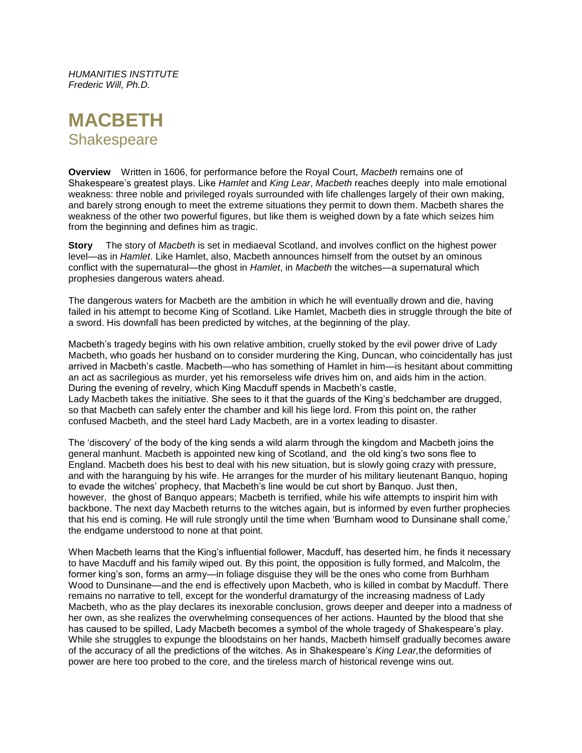*HUMANITIES INSTITUTE*
*Frederic Will, Ph.D.*

# MACBETH
## Shakespeare

**Overview** Written in 1606, for performance before the Royal Court, *Macbeth* remains one of Shakespeare's greatest plays. Like *Hamlet* and *King Lear*, *Macbeth* reaches deeply into male emotional weakness: three noble and privileged royals surrounded with life challenges largely of their own making, and barely strong enough to meet the extreme situations they permit to down them. Macbeth shares the weakness of the other two powerful figures, but like them is weighed down by a fate which seizes him from the beginning and defines him as tragic.

**Story** The story of *Macbeth* is set in mediaeval Scotland, and involves conflict on the highest power level—as in *Hamlet*. Like Hamlet, also, Macbeth announces himself from the outset by an ominous conflict with the supernatural—the ghost in *Hamlet*, in *Macbeth* the witches—a supernatural which prophesies dangerous waters ahead.

The dangerous waters for Macbeth are the ambition in which he will eventually drown and die, having failed in his attempt to become King of Scotland. Like Hamlet, Macbeth dies in struggle through the bite of a sword. His downfall has been predicted by witches, at the beginning of the play.

Macbeth's tragedy begins with his own relative ambition, cruelly stoked by the evil power drive of Lady Macbeth, who goads her husband on to consider murdering the King, Duncan, who coincidentally has just arrived in Macbeth's castle. Macbeth—who has something of Hamlet in him—is hesitant about committing an act as sacrilegious as murder, yet his remorseless wife drives him on, and aids him in the action. During the evening of revelry, which King Macduff spends in Macbeth's castle,
Lady Macbeth takes the initiative. She sees to it that the guards of the King's bedchamber are drugged, so that Macbeth can safely enter the chamber and kill his liege lord. From this point on, the rather confused Macbeth, and the steel hard Lady Macbeth, are in a vortex leading to disaster.

The 'discovery' of the body of the king sends a wild alarm through the kingdom and Macbeth joins the general manhunt. Macbeth is appointed new king of Scotland, and the old king's two sons flee to England. Macbeth does his best to deal with his new situation, but is slowly going crazy with pressure, and with the haranguing by his wife. He arranges for the murder of his military lieutenant Banquo, hoping to evade the witches' prophecy, that Macbeth's line would be cut short by Banquo. Just then, however, the ghost of Banquo appears; Macbeth is terrified, while his wife attempts to inspirit him with backbone. The next day Macbeth returns to the witches again, but is informed by even further prophecies that his end is coming. He will rule strongly until the time when 'Burnham wood to Dunsinane shall come,' the endgame understood to none at that point.

When Macbeth learns that the King's influential follower, Macduff, has deserted him, he finds it necessary to have Macduff and his family wiped out. By this point, the opposition is fully formed, and Malcolm, the former king's son, forms an army—in foliage disguise they will be the ones who come from Burhham Wood to Dunsinane—and the end is effectively upon Macbeth, who is killed in combat by Macduff. There remains no narrative to tell, except for the wonderful dramaturgy of the increasing madness of Lady Macbeth, who as the play declares its inexorable conclusion, grows deeper and deeper into a madness of her own, as she realizes the overwhelming consequences of her actions. Haunted by the blood that she has caused to be spilled, Lady Macbeth becomes a symbol of the whole tragedy of Shakespeare's play. While she struggles to expunge the bloodstains on her hands, Macbeth himself gradually becomes aware of the accuracy of all the predictions of the witches. As in Shakespeare's *King Lear,*the deformities of power are here too probed to the core, and the tireless march of historical revenge wins out.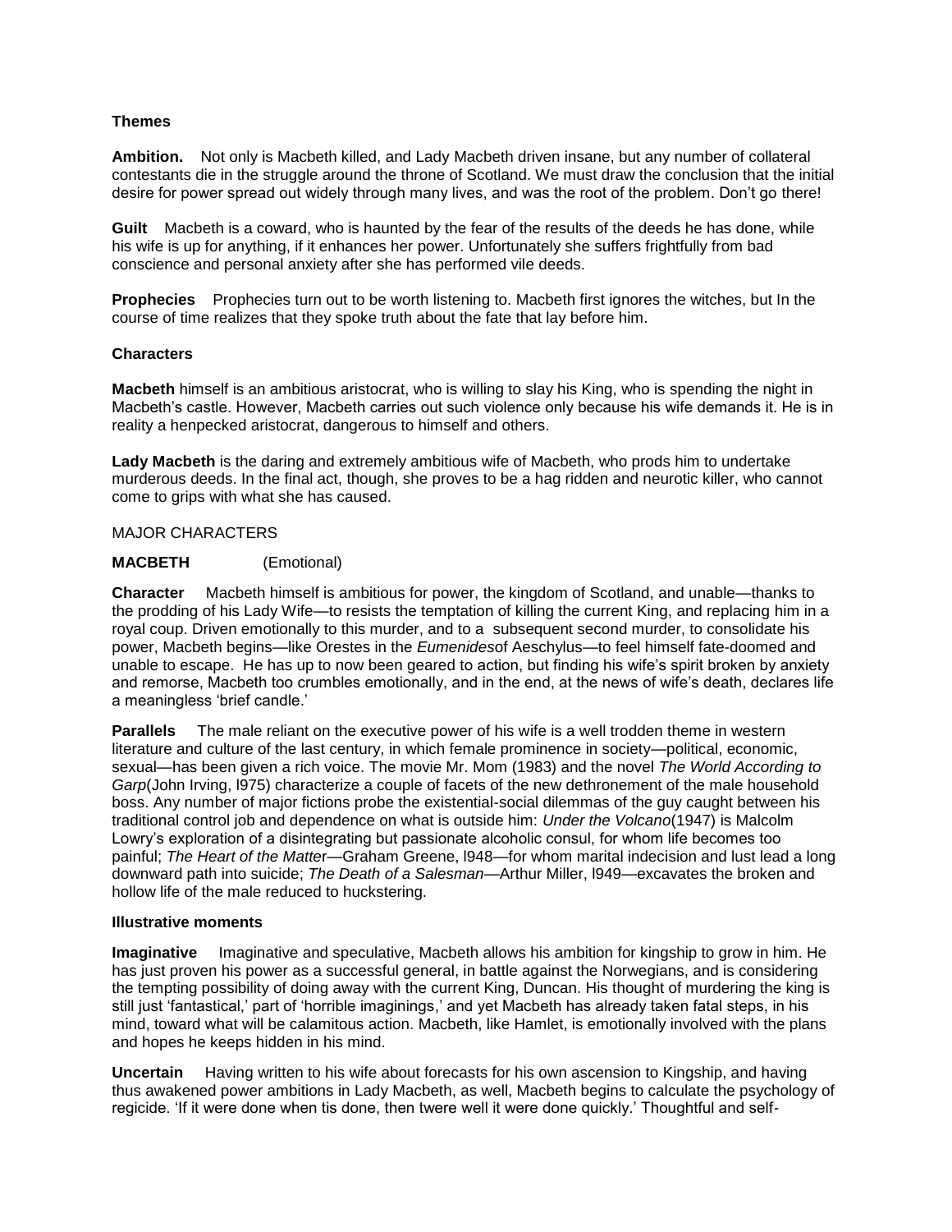### Themes

**Ambition.** Not only is Macbeth killed, and Lady Macbeth driven insane, but any number of collateral contestants die in the struggle around the throne of Scotland. We must draw the conclusion that the initial desire for power spread out widely through many lives, and was the root of the problem. Don't go there!

**Guilt** Macbeth is a coward, who is haunted by the fear of the results of the deeds he has done, while his wife is up for anything, if it enhances her power. Unfortunately she suffers frightfully from bad conscience and personal anxiety after she has performed vile deeds.

**Prophecies** Prophecies turn out to be worth listening to. Macbeth first ignores the witches, but In the course of time realizes that they spoke truth about the fate that lay before him.

### Characters

**Macbeth** himself is an ambitious aristocrat, who is willing to slay his King, who is spending the night in Macbeth's castle. However, Macbeth carries out such violence only because his wife demands it. He is in reality a henpecked aristocrat, dangerous to himself and others.

**Lady Macbeth** is the daring and extremely ambitious wife of Macbeth, who prods him to undertake murderous deeds. In the final act, though, she proves to be a hag ridden and neurotic killer, who cannot come to grips with what she has caused.

MAJOR CHARACTERS

**MACBETH** (Emotional)

**Character** Macbeth himself is ambitious for power, the kingdom of Scotland, and unable—thanks to the prodding of his Lady Wife—to resists the temptation of killing the current King, and replacing him in a royal coup. Driven emotionally to this murder, and to a subsequent second murder, to consolidate his power, Macbeth begins—like Orestes in the *Eumenides*of Aeschylus—to feel himself fate-doomed and unable to escape. He has up to now been geared to action, but finding his wife's spirit broken by anxiety and remorse, Macbeth too crumbles emotionally, and in the end, at the news of wife's death, declares life a meaningless 'brief candle.'

**Parallels** The male reliant on the executive power of his wife is a well trodden theme in western literature and culture of the last century, in which female prominence in society—political, economic, sexual—has been given a rich voice. The movie Mr. Mom (1983) and the novel *The World According to Garp*(John Irving, l975) characterize a couple of facets of the new dethronement of the male household boss. Any number of major fictions probe the existential-social dilemmas of the guy caught between his traditional control job and dependence on what is outside him: *Under the Volcano*(1947) is Malcolm Lowry's exploration of a disintegrating but passionate alcoholic consul, for whom life becomes too painful; *The Heart of the Matter*—Graham Greene, l948—for whom marital indecision and lust lead a long downward path into suicide; *The Death of a Salesman*—Arthur Miller, l949—excavates the broken and hollow life of the male reduced to huckstering.

**Illustrative moments**

**Imaginative** Imaginative and speculative, Macbeth allows his ambition for kingship to grow in him. He has just proven his power as a successful general, in battle against the Norwegians, and is considering the tempting possibility of doing away with the current King, Duncan. His thought of murdering the king is still just 'fantastical,' part of 'horrible imaginings,' and yet Macbeth has already taken fatal steps, in his mind, toward what will be calamitous action. Macbeth, like Hamlet, is emotionally involved with the plans and hopes he keeps hidden in his mind.

**Uncertain** Having written to his wife about forecasts for his own ascension to Kingship, and having thus awakened power ambitions in Lady Macbeth, as well, Macbeth begins to calculate the psychology of regicide. 'If it were done when tis done, then twere well it were done quickly.' Thoughtful and self-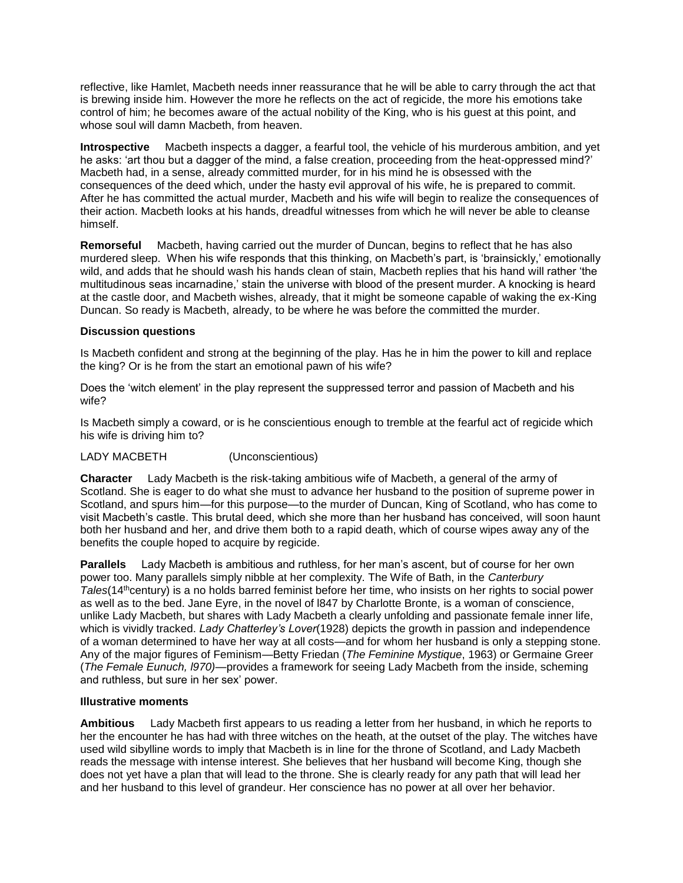reflective, like Hamlet, Macbeth needs inner reassurance that he will be able to carry through the act that is brewing inside him. However the more he reflects on the act of regicide, the more his emotions take control of him; he becomes aware of the actual nobility of the King, who is his guest at this point, and whose soul will damn Macbeth, from heaven.

**Introspective** Macbeth inspects a dagger, a fearful tool, the vehicle of his murderous ambition, and yet he asks: 'art thou but a dagger of the mind, a false creation, proceeding from the heat-oppressed mind?' Macbeth had, in a sense, already committed murder, for in his mind he is obsessed with the consequences of the deed which, under the hasty evil approval of his wife, he is prepared to commit. After he has committed the actual murder, Macbeth and his wife will begin to realize the consequences of their action. Macbeth looks at his hands, dreadful witnesses from which he will never be able to cleanse himself.

**Remorseful** Macbeth, having carried out the murder of Duncan, begins to reflect that he has also murdered sleep. When his wife responds that this thinking, on Macbeth's part, is 'brainsickly,' emotionally wild, and adds that he should wash his hands clean of stain, Macbeth replies that his hand will rather 'the multitudinous seas incarnadine,' stain the universe with blood of the present murder. A knocking is heard at the castle door, and Macbeth wishes, already, that it might be someone capable of waking the ex-King Duncan. So ready is Macbeth, already, to be where he was before the committed the murder.

**Discussion questions**

Is Macbeth confident and strong at the beginning of the play. Has he in him the power to kill and replace the king? Or is he from the start an emotional pawn of his wife?

Does the 'witch element' in the play represent the suppressed terror and passion of Macbeth and his wife?

Is Macbeth simply a coward, or is he conscientious enough to tremble at the fearful act of regicide which his wife is driving him to?

LADY MACBETH (Unconscientious)

**Character** Lady Macbeth is the risk-taking ambitious wife of Macbeth, a general of the army of Scotland. She is eager to do what she must to advance her husband to the position of supreme power in Scotland, and spurs him—for this purpose—to the murder of Duncan, King of Scotland, who has come to visit Macbeth's castle. This brutal deed, which she more than her husband has conceived, will soon haunt both her husband and her, and drive them both to a rapid death, which of course wipes away any of the benefits the couple hoped to acquire by regicide.

**Parallels** Lady Macbeth is ambitious and ruthless, for her man's ascent, but of course for her own power too. Many parallels simply nibble at her complexity. The Wife of Bath, in the *Canterbury Tales*(14th century) is a no holds barred feminist before her time, who insists on her rights to social power as well as to the bed. Jane Eyre, in the novel of l847 by Charlotte Bronte, is a woman of conscience, unlike Lady Macbeth, but shares with Lady Macbeth a clearly unfolding and passionate female inner life, which is vividly tracked. *Lady Chatterley's Lover*(1928) depicts the growth in passion and independence of a woman determined to have her way at all costs—and for whom her husband is only a stepping stone. Any of the major figures of Feminism—Betty Friedan (*The Feminine Mystique*, 1963) or Germaine Greer (*The Female Eunuch, l970)*—provides a framework for seeing Lady Macbeth from the inside, scheming and ruthless, but sure in her sex' power.

**Illustrative moments**

**Ambitious** Lady Macbeth first appears to us reading a letter from her husband, in which he reports to her the encounter he has had with three witches on the heath, at the outset of the play. The witches have used wild sibylline words to imply that Macbeth is in line for the throne of Scotland, and Lady Macbeth reads the message with intense interest. She believes that her husband will become King, though she does not yet have a plan that will lead to the throne. She is clearly ready for any path that will lead her and her husband to this level of grandeur. Her conscience has no power at all over her behavior.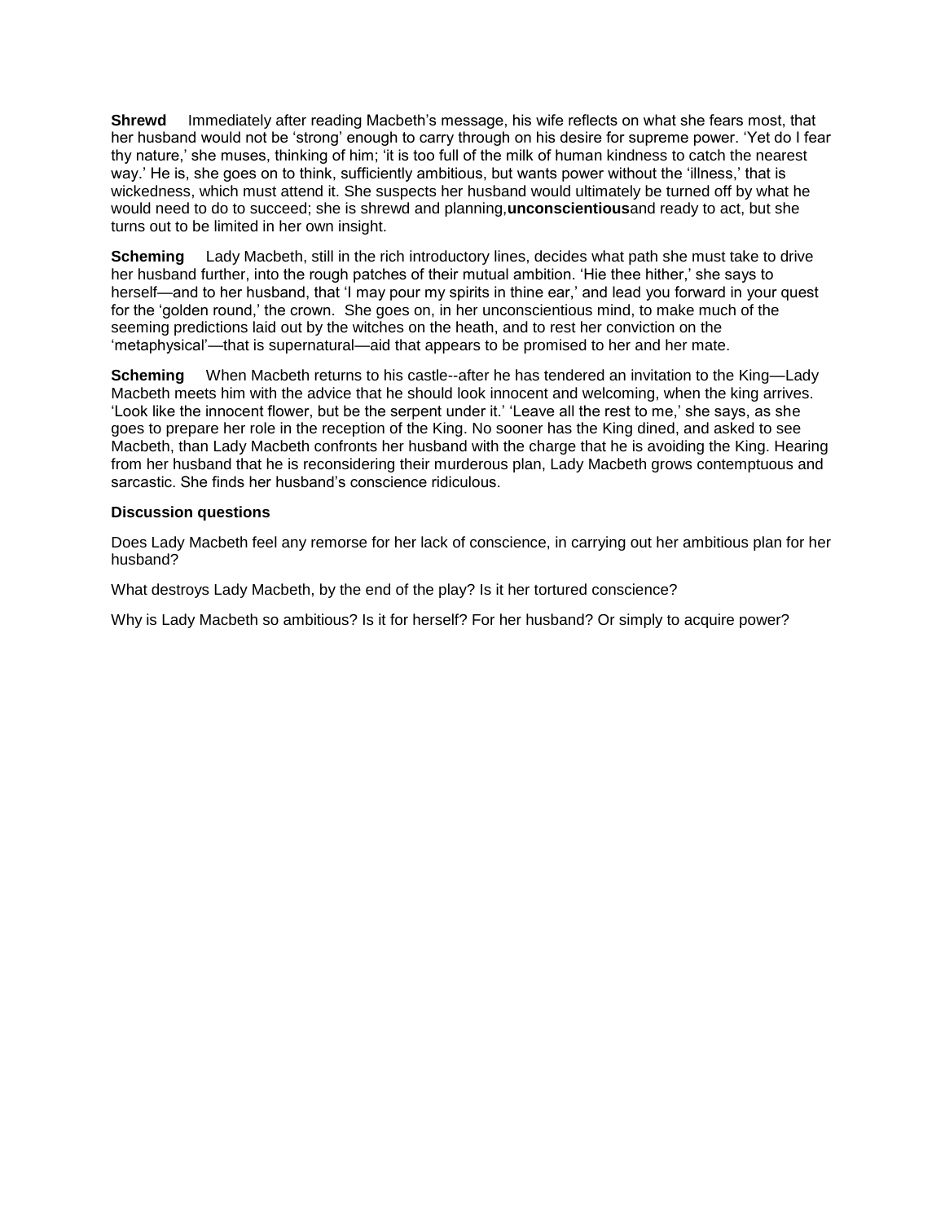**Shrewd** Immediately after reading Macbeth's message, his wife reflects on what she fears most, that her husband would not be 'strong' enough to carry through on his desire for supreme power. 'Yet do I fear thy nature,' she muses, thinking of him; 'it is too full of the milk of human kindness to catch the nearest way.' He is, she goes on to think, sufficiently ambitious, but wants power without the 'illness,' that is wickedness, which must attend it. She suspects her husband would ultimately be turned off by what he would need to do to succeed; she is shrewd and planning, **unconscientious** and ready to act, but she turns out to be limited in her own insight.

**Scheming** Lady Macbeth, still in the rich introductory lines, decides what path she must take to drive her husband further, into the rough patches of their mutual ambition. 'Hie thee hither,' she says to herself—and to her husband, that 'I may pour my spirits in thine ear,' and lead you forward in your quest for the 'golden round,' the crown. She goes on, in her unconscientious mind, to make much of the seeming predictions laid out by the witches on the heath, and to rest her conviction on the 'metaphysical'—that is supernatural—aid that appears to be promised to her and her mate.

**Scheming** When Macbeth returns to his castle--after he has tendered an invitation to the King—Lady Macbeth meets him with the advice that he should look innocent and welcoming, when the king arrives. 'Look like the innocent flower, but be the serpent under it.' 'Leave all the rest to me,' she says, as she goes to prepare her role in the reception of the King. No sooner has the King dined, and asked to see Macbeth, than Lady Macbeth confronts her husband with the charge that he is avoiding the King. Hearing from her husband that he is reconsidering their murderous plan, Lady Macbeth grows contemptuous and sarcastic. She finds her husband's conscience ridiculous.

**Discussion questions**

Does Lady Macbeth feel any remorse for her lack of conscience, in carrying out her ambitious plan for her husband?

What destroys Lady Macbeth, by the end of the play? Is it her tortured conscience?

Why is Lady Macbeth so ambitious? Is it for herself? For her husband? Or simply to acquire power?